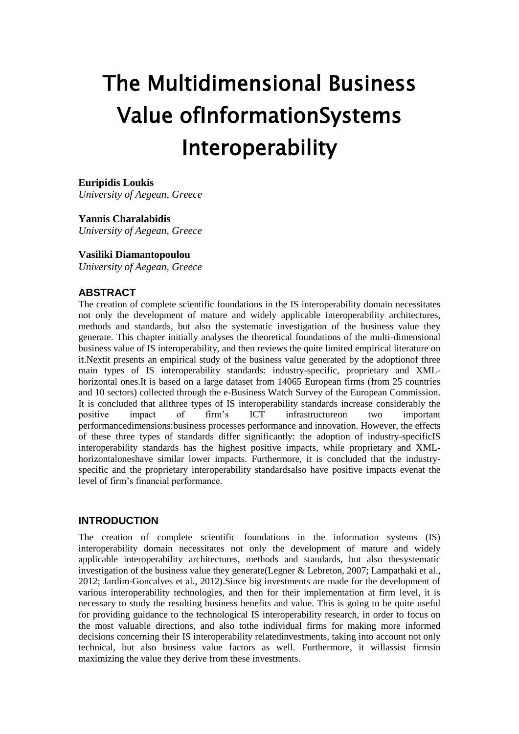# The Multidimensional Business Value ofInformationSystems Interoperability

**Euripidis Loukis**
*University of Aegean, Greece*

**Yannis Charalabidis**
*University of Aegean, Greece*

**Vasiliki Diamantopoulou**
*University of Aegean, Greece*

## ABSTRACT

The creation of complete scientific foundations in the IS interoperability domain necessitates not only the development of mature and widely applicable interoperability architectures, methods and standards, but also the systematic investigation of the business value they generate. This chapter initially analyses the theoretical foundations of the multi-dimensional business value of IS interoperability, and then reviews the quite limited empirical literature on it.Nextit presents an empirical study of the business value generated by the adoptionof three main types of IS interoperability standards: industry-specific, proprietary and XML-horizontal ones.It is based on a large dataset from 14065 European firms (from 25 countries and 10 sectors) collected through the e-Business Watch Survey of the European Commission. It is concluded that allthree types of IS interoperability standards increase considerably the positive impact of firm's ICT infrastructureon two important performancedimensions:business processes performance and innovation. However, the effects of these three types of standards differ significantly: the adoption of industry-specificIS interoperability standards has the highest positive impacts, while proprietary and XML-horizontaloneshave similar lower impacts. Furthermore, it is concluded that the industry-specific and the proprietary interoperability standardsalso have positive impacts evenat the level of firm's financial performance.

## INTRODUCTION

The creation of complete scientific foundations in the information systems (IS) interoperability domain necessitates not only the development of mature and widely applicable interoperability architectures, methods and standards, but also thesystematic investigation of the business value they generate(Legner & Lebreton, 2007; Lampathaki et al., 2012; Jardim-Goncalves et al., 2012).Since big investments are made for the development of various interoperability technologies, and then for their implementation at firm level, it is necessary to study the resulting business benefits and value. This is going to be quite useful for providing guidance to the technological IS interoperability research, in order to focus on the most valuable directions, and also tothe individual firms for making more informed decisions concerning their IS interoperability relatedinvestments, taking into account not only technical, but also business value factors as well. Furthermore, it willassist firmsin maximizing the value they derive from these investments.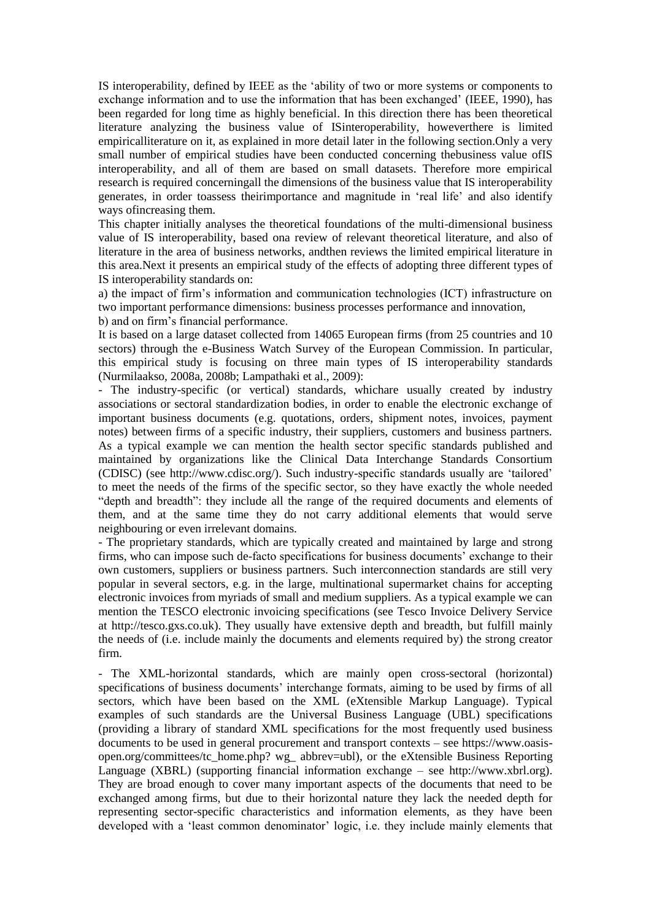IS interoperability, defined by IEEE as the 'ability of two or more systems or components to exchange information and to use the information that has been exchanged' (IEEE, 1990), has been regarded for long time as highly beneficial. In this direction there has been theoretical literature analyzing the business value of ISinteroperability, howeverthere is limited empiricalliterature on it, as explained in more detail later in the following section.Only a very small number of empirical studies have been conducted concerning thebusiness value ofIS interoperability, and all of them are based on small datasets. Therefore more empirical research is required concerningall the dimensions of the business value that IS interoperability generates, in order toassess theirimportance and magnitude in 'real life' and also identify ways ofincreasing them.

This chapter initially analyses the theoretical foundations of the multi-dimensional business value of IS interoperability, based ona review of relevant theoretical literature, and also of literature in the area of business networks, andthen reviews the limited empirical literature in this area.Next it presents an empirical study of the effects of adopting three different types of IS interoperability standards on:

a) the impact of firm's information and communication technologies (ICT) infrastructure on two important performance dimensions: business processes performance and innovation,

b) and on firm's financial performance.

It is based on a large dataset collected from 14065 European firms (from 25 countries and 10 sectors) through the e-Business Watch Survey of the European Commission. In particular, this empirical study is focusing on three main types of IS interoperability standards (Nurmilaakso, 2008a, 2008b; Lampathaki et al., 2009):

- The industry-specific (or vertical) standards, whichare usually created by industry associations or sectoral standardization bodies, in order to enable the electronic exchange of important business documents (e.g. quotations, orders, shipment notes, invoices, payment notes) between firms of a specific industry, their suppliers, customers and business partners. As a typical example we can mention the health sector specific standards published and maintained by organizations like the Clinical Data Interchange Standards Consortium (CDISC) (see http://www.cdisc.org/). Such industry-specific standards usually are 'tailored' to meet the needs of the firms of the specific sector, so they have exactly the whole needed "depth and breadth": they include all the range of the required documents and elements of them, and at the same time they do not carry additional elements that would serve neighbouring or even irrelevant domains.

- The proprietary standards, which are typically created and maintained by large and strong firms, who can impose such de-facto specifications for business documents' exchange to their own customers, suppliers or business partners. Such interconnection standards are still very popular in several sectors, e.g. in the large, multinational supermarket chains for accepting electronic invoices from myriads of small and medium suppliers. As a typical example we can mention the TESCO electronic invoicing specifications (see Tesco Invoice Delivery Service at http://tesco.gxs.co.uk). They usually have extensive depth and breadth, but fulfill mainly the needs of (i.e. include mainly the documents and elements required by) the strong creator firm.

- The XML-horizontal standards, which are mainly open cross-sectoral (horizontal) specifications of business documents' interchange formats, aiming to be used by firms of all sectors, which have been based on the XML (eXtensible Markup Language). Typical examples of such standards are the Universal Business Language (UBL) specifications (providing a library of standard XML specifications for the most frequently used business documents to be used in general procurement and transport contexts – see https://www.oasis-open.org/committees/tc_home.php? wg_ abbrev=ubl), or the eXtensible Business Reporting Language (XBRL) (supporting financial information exchange – see http://www.xbrl.org). They are broad enough to cover many important aspects of the documents that need to be exchanged among firms, but due to their horizontal nature they lack the needed depth for representing sector-specific characteristics and information elements, as they have been developed with a 'least common denominator' logic, i.e. they include mainly elements that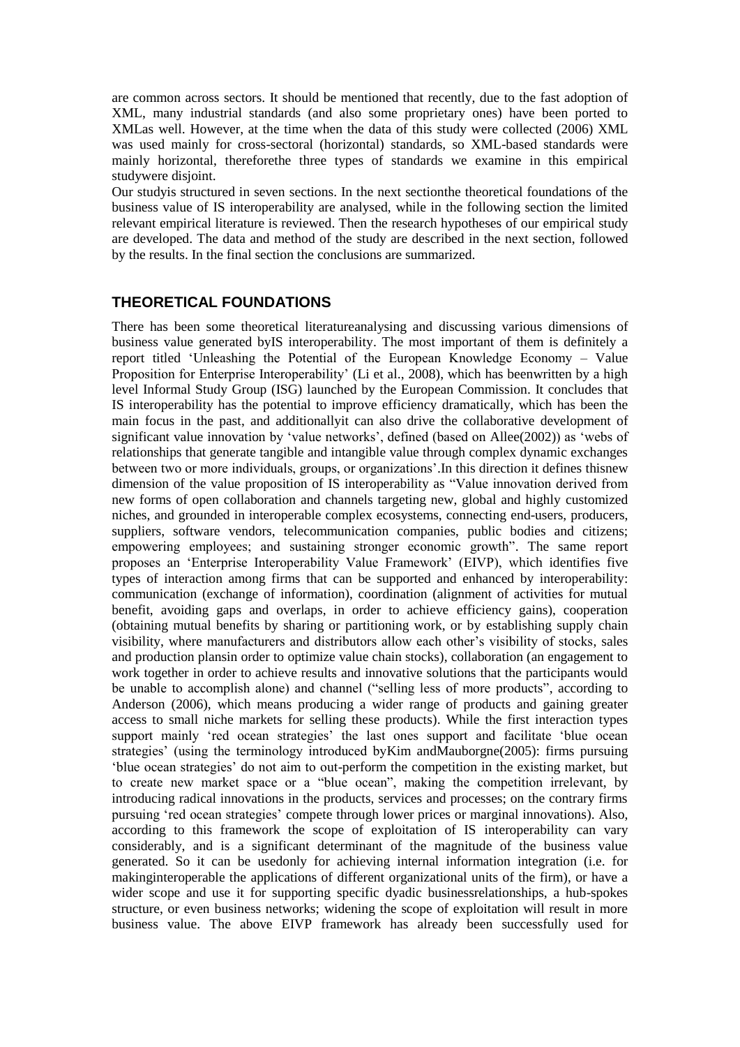are common across sectors. It should be mentioned that recently, due to the fast adoption of XML, many industrial standards (and also some proprietary ones) have been ported to XMLas well. However, at the time when the data of this study were collected (2006) XML was used mainly for cross-sectoral (horizontal) standards, so XML-based standards were mainly horizontal, thereforethe three types of standards we examine in this empirical studywere disjoint.

Our studyis structured in seven sections. In the next sectionthe theoretical foundations of the business value of IS interoperability are analysed, while in the following section the limited relevant empirical literature is reviewed. Then the research hypotheses of our empirical study are developed. The data and method of the study are described in the next section, followed by the results. In the final section the conclusions are summarized.

## THEORETICAL FOUNDATIONS

There has been some theoretical literatureanalysing and discussing various dimensions of business value generated byIS interoperability. The most important of them is definitely a report titled 'Unleashing the Potential of the European Knowledge Economy – Value Proposition for Enterprise Interoperability' (Li et al., 2008), which has beenwritten by a high level Informal Study Group (ISG) launched by the European Commission. It concludes that IS interoperability has the potential to improve efficiency dramatically, which has been the main focus in the past, and additionallyit can also drive the collaborative development of significant value innovation by 'value networks', defined (based on Allee(2002)) as 'webs of relationships that generate tangible and intangible value through complex dynamic exchanges between two or more individuals, groups, or organizations'.In this direction it defines thisnew dimension of the value proposition of IS interoperability as "Value innovation derived from new forms of open collaboration and channels targeting new, global and highly customized niches, and grounded in interoperable complex ecosystems, connecting end-users, producers, suppliers, software vendors, telecommunication companies, public bodies and citizens; empowering employees; and sustaining stronger economic growth". The same report proposes an 'Enterprise Interoperability Value Framework' (EIVP), which identifies five types of interaction among firms that can be supported and enhanced by interoperability: communication (exchange of information), coordination (alignment of activities for mutual benefit, avoiding gaps and overlaps, in order to achieve efficiency gains), cooperation (obtaining mutual benefits by sharing or partitioning work, or by establishing supply chain visibility, where manufacturers and distributors allow each other's visibility of stocks, sales and production plansin order to optimize value chain stocks), collaboration (an engagement to work together in order to achieve results and innovative solutions that the participants would be unable to accomplish alone) and channel ("selling less of more products", according to Anderson (2006), which means producing a wider range of products and gaining greater access to small niche markets for selling these products). While the first interaction types support mainly 'red ocean strategies' the last ones support and facilitate 'blue ocean strategies' (using the terminology introduced byKim andMauborgne(2005): firms pursuing 'blue ocean strategies' do not aim to out-perform the competition in the existing market, but to create new market space or a "blue ocean", making the competition irrelevant, by introducing radical innovations in the products, services and processes; on the contrary firms pursuing 'red ocean strategies' compete through lower prices or marginal innovations). Also, according to this framework the scope of exploitation of IS interoperability can vary considerably, and is a significant determinant of the magnitude of the business value generated. So it can be usedonly for achieving internal information integration (i.e. for makinginteroperable the applications of different organizational units of the firm), or have a wider scope and use it for supporting specific dyadic businessrelationships, a hub-spokes structure, or even business networks; widening the scope of exploitation will result in more business value. The above EIVP framework has already been successfully used for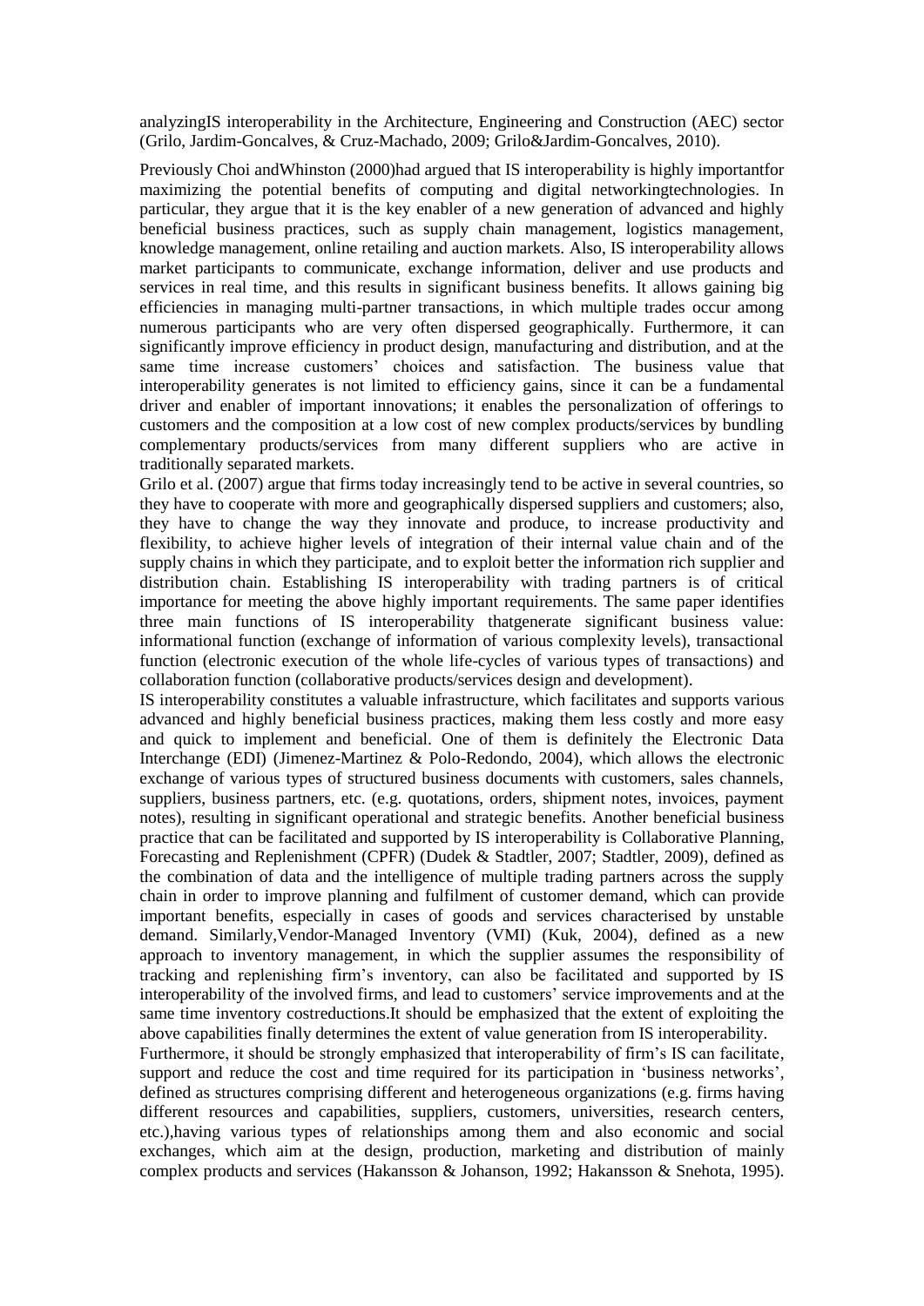analyzingIS interoperability in the Architecture, Engineering and Construction (AEC) sector (Grilo, Jardim-Goncalves, & Cruz-Machado, 2009; Grilo&Jardim-Goncalves, 2010).

Previously Choi andWhinston (2000)had argued that IS interoperability is highly importantfor maximizing the potential benefits of computing and digital networkingtechnologies. In particular, they argue that it is the key enabler of a new generation of advanced and highly beneficial business practices, such as supply chain management, logistics management, knowledge management, online retailing and auction markets. Also, IS interoperability allows market participants to communicate, exchange information, deliver and use products and services in real time, and this results in significant business benefits. It allows gaining big efficiencies in managing multi-partner transactions, in which multiple trades occur among numerous participants who are very often dispersed geographically. Furthermore, it can significantly improve efficiency in product design, manufacturing and distribution, and at the same time increase customers' choices and satisfaction. The business value that interoperability generates is not limited to efficiency gains, since it can be a fundamental driver and enabler of important innovations; it enables the personalization of offerings to customers and the composition at a low cost of new complex products/services by bundling complementary products/services from many different suppliers who are active in traditionally separated markets.

Grilo et al. (2007) argue that firms today increasingly tend to be active in several countries, so they have to cooperate with more and geographically dispersed suppliers and customers; also, they have to change the way they innovate and produce, to increase productivity and flexibility, to achieve higher levels of integration of their internal value chain and of the supply chains in which they participate, and to exploit better the information rich supplier and distribution chain. Establishing IS interoperability with trading partners is of critical importance for meeting the above highly important requirements. The same paper identifies three main functions of IS interoperability thatgenerate significant business value: informational function (exchange of information of various complexity levels), transactional function (electronic execution of the whole life-cycles of various types of transactions) and collaboration function (collaborative products/services design and development).

IS interoperability constitutes a valuable infrastructure, which facilitates and supports various advanced and highly beneficial business practices, making them less costly and more easy and quick to implement and beneficial. One of them is definitely the Electronic Data Interchange (EDI) (Jimenez-Martinez & Polo-Redondo, 2004), which allows the electronic exchange of various types of structured business documents with customers, sales channels, suppliers, business partners, etc. (e.g. quotations, orders, shipment notes, invoices, payment notes), resulting in significant operational and strategic benefits. Another beneficial business practice that can be facilitated and supported by IS interoperability is Collaborative Planning, Forecasting and Replenishment (CPFR) (Dudek & Stadtler, 2007; Stadtler, 2009), defined as the combination of data and the intelligence of multiple trading partners across the supply chain in order to improve planning and fulfilment of customer demand, which can provide important benefits, especially in cases of goods and services characterised by unstable demand. Similarly,Vendor-Managed Inventory (VMI) (Kuk, 2004), defined as a new approach to inventory management, in which the supplier assumes the responsibility of tracking and replenishing firm's inventory, can also be facilitated and supported by IS interoperability of the involved firms, and lead to customers' service improvements and at the same time inventory costreductions.It should be emphasized that the extent of exploiting the above capabilities finally determines the extent of value generation from IS interoperability.

Furthermore, it should be strongly emphasized that interoperability of firm's IS can facilitate, support and reduce the cost and time required for its participation in 'business networks', defined as structures comprising different and heterogeneous organizations (e.g. firms having different resources and capabilities, suppliers, customers, universities, research centers, etc.),having various types of relationships among them and also economic and social exchanges, which aim at the design, production, marketing and distribution of mainly complex products and services (Hakansson & Johanson, 1992; Hakansson & Snehota, 1995).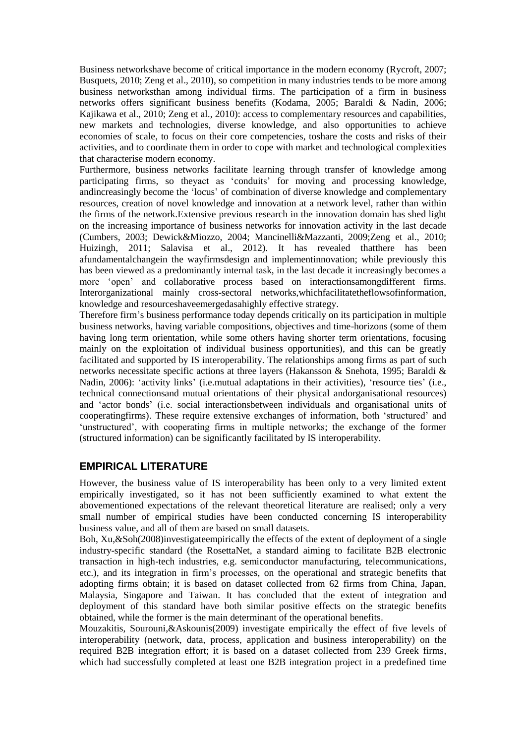Business networkshave become of critical importance in the modern economy (Rycroft, 2007; Busquets, 2010; Zeng et al., 2010), so competition in many industries tends to be more among business networksthan among individual firms. The participation of a firm in business networks offers significant business benefits (Kodama, 2005; Baraldi & Nadin, 2006; Kajikawa et al., 2010; Zeng et al., 2010): access to complementary resources and capabilities, new markets and technologies, diverse knowledge, and also opportunities to achieve economies of scale, to focus on their core competencies, toshare the costs and risks of their activities, and to coordinate them in order to cope with market and technological complexities that characterise modern economy.

Furthermore, business networks facilitate learning through transfer of knowledge among participating firms, so theyact as 'conduits' for moving and processing knowledge, andincreasingly become the 'locus' of combination of diverse knowledge and complementary resources, creation of novel knowledge and innovation at a network level, rather than within the firms of the network.Extensive previous research in the innovation domain has shed light on the increasing importance of business networks for innovation activity in the last decade (Cumbers, 2003; Dewick&Miozzo, 2004; Mancinelli&Mazzanti, 2009;Zeng et al., 2010; Huizingh, 2011; Salavisa et al., 2012). It has revealed thatthere has been afundamentalchangein the wayfirmsdesign and implementinnovation; while previously this has been viewed as a predominantly internal task, in the last decade it increasingly becomes a more 'open' and collaborative process based on interactionsamongdifferent firms. Interorganizational mainly cross-sectoral networks,whichfacilitatetheflowsofinformation, knowledge and resourceshaveemergedasahighly effective strategy.

Therefore firm's business performance today depends critically on its participation in multiple business networks, having variable compositions, objectives and time-horizons (some of them having long term orientation, while some others having shorter term orientations, focusing mainly on the exploitation of individual business opportunities), and this can be greatly facilitated and supported by IS interoperability. The relationships among firms as part of such networks necessitate specific actions at three layers (Hakansson & Snehota, 1995; Baraldi & Nadin, 2006): 'activity links' (i.e.mutual adaptations in their activities), 'resource ties' (i.e., technical connectionsand mutual orientations of their physical andorganisational resources) and 'actor bonds' (i.e. social interactionsbetween individuals and organisational units of cooperatingfirms). These require extensive exchanges of information, both 'structured' and 'unstructured', with cooperating firms in multiple networks; the exchange of the former (structured information) can be significantly facilitated by IS interoperability.

## EMPIRICAL LITERATURE

However, the business value of IS interoperability has been only to a very limited extent empirically investigated, so it has not been sufficiently examined to what extent the abovementioned expectations of the relevant theoretical literature are realised; only a very small number of empirical studies have been conducted concerning IS interoperability business value, and all of them are based on small datasets.

Boh, Xu,&Soh(2008)investigateempirically the effects of the extent of deployment of a single industry-specific standard (the RosettaNet, a standard aiming to facilitate B2B electronic transaction in high-tech industries, e.g. semiconductor manufacturing, telecommunications, etc.), and its integration in firm's processes, on the operational and strategic benefits that adopting firms obtain; it is based on dataset collected from 62 firms from China, Japan, Malaysia, Singapore and Taiwan. It has concluded that the extent of integration and deployment of this standard have both similar positive effects on the strategic benefits obtained, while the former is the main determinant of the operational benefits.

Mouzakitis, Sourouni,&Askounis(2009) investigate empirically the effect of five levels of interoperability (network, data, process, application and business interoperability) on the required B2B integration effort; it is based on a dataset collected from 239 Greek firms, which had successfully completed at least one B2B integration project in a predefined time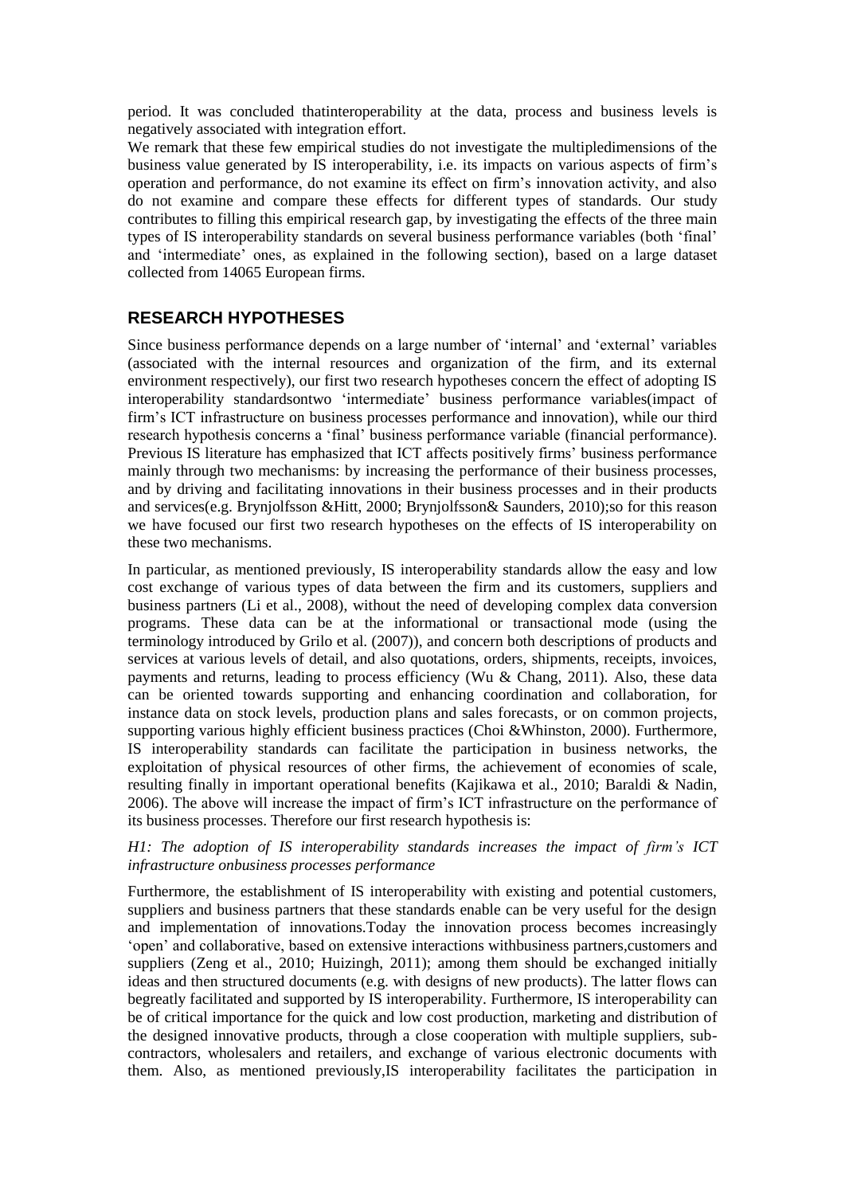period. It was concluded thatinteroperability at the data, process and business levels is negatively associated with integration effort.

We remark that these few empirical studies do not investigate the multipledimensions of the business value generated by IS interoperability, i.e. its impacts on various aspects of firm's operation and performance, do not examine its effect on firm's innovation activity, and also do not examine and compare these effects for different types of standards. Our study contributes to filling this empirical research gap, by investigating the effects of the three main types of IS interoperability standards on several business performance variables (both 'final' and 'intermediate' ones, as explained in the following section), based on a large dataset collected from 14065 European firms.

## RESEARCH HYPOTHESES

Since business performance depends on a large number of 'internal' and 'external' variables (associated with the internal resources and organization of the firm, and its external environment respectively), our first two research hypotheses concern the effect of adopting IS interoperability standardsontwo 'intermediate' business performance variables(impact of firm's ICT infrastructure on business processes performance and innovation), while our third research hypothesis concerns a 'final' business performance variable (financial performance). Previous IS literature has emphasized that ICT affects positively firms' business performance mainly through two mechanisms: by increasing the performance of their business processes, and by driving and facilitating innovations in their business processes and in their products and services(e.g. Brynjolfsson &Hitt, 2000; Brynjolfsson& Saunders, 2010);so for this reason we have focused our first two research hypotheses on the effects of IS interoperability on these two mechanisms.

In particular, as mentioned previously, IS interoperability standards allow the easy and low cost exchange of various types of data between the firm and its customers, suppliers and business partners (Li et al., 2008), without the need of developing complex data conversion programs. These data can be at the informational or transactional mode (using the terminology introduced by Grilo et al. (2007)), and concern both descriptions of products and services at various levels of detail, and also quotations, orders, shipments, receipts, invoices, payments and returns, leading to process efficiency (Wu & Chang, 2011). Also, these data can be oriented towards supporting and enhancing coordination and collaboration, for instance data on stock levels, production plans and sales forecasts, or on common projects, supporting various highly efficient business practices (Choi &Whinston, 2000). Furthermore, IS interoperability standards can facilitate the participation in business networks, the exploitation of physical resources of other firms, the achievement of economies of scale, resulting finally in important operational benefits (Kajikawa et al., 2010; Baraldi & Nadin, 2006). The above will increase the impact of firm's ICT infrastructure on the performance of its business processes. Therefore our first research hypothesis is:

*H1: The adoption of IS interoperability standards increases the impact of firm's ICT infrastructure onbusiness processes performance*

Furthermore, the establishment of IS interoperability with existing and potential customers, suppliers and business partners that these standards enable can be very useful for the design and implementation of innovations.Today the innovation process becomes increasingly 'open' and collaborative, based on extensive interactions withbusiness partners,customers and suppliers (Zeng et al., 2010; Huizingh, 2011); among them should be exchanged initially ideas and then structured documents (e.g. with designs of new products). The latter flows can begreatly facilitated and supported by IS interoperability. Furthermore, IS interoperability can be of critical importance for the quick and low cost production, marketing and distribution of the designed innovative products, through a close cooperation with multiple suppliers, sub-contractors, wholesalers and retailers, and exchange of various electronic documents with them. Also, as mentioned previously,IS interoperability facilitates the participation in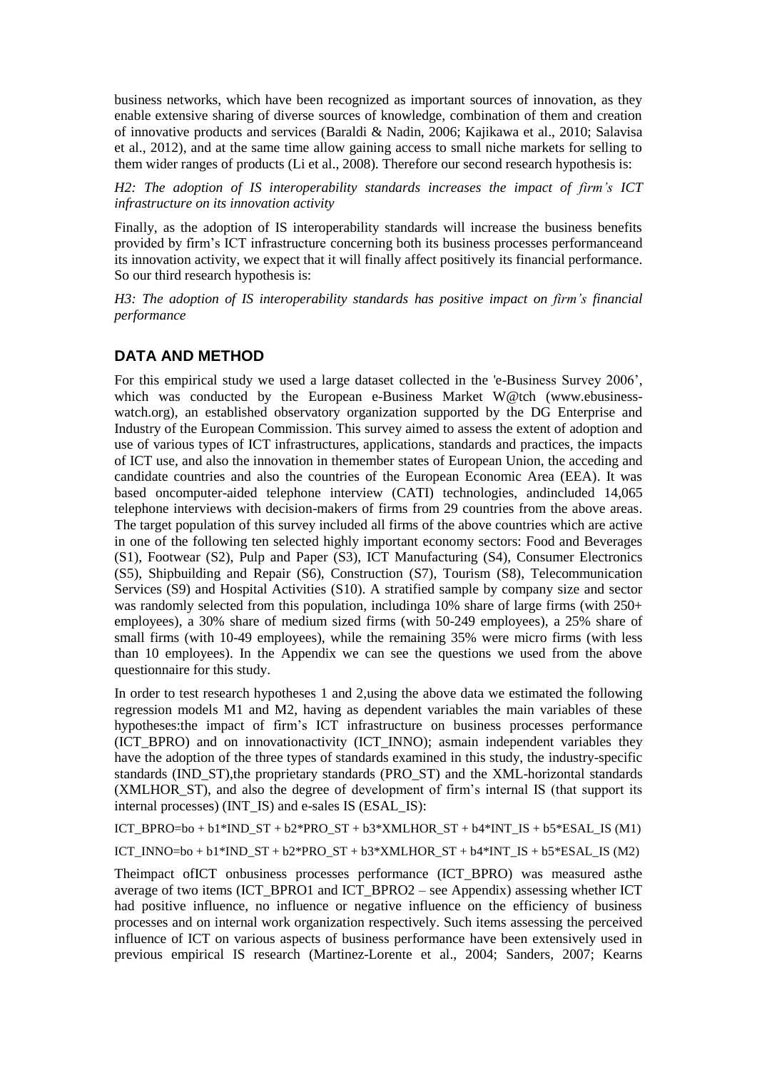business networks, which have been recognized as important sources of innovation, as they enable extensive sharing of diverse sources of knowledge, combination of them and creation of innovative products and services (Baraldi & Nadin, 2006; Kajikawa et al., 2010; Salavisa et al., 2012), and at the same time allow gaining access to small niche markets for selling to them wider ranges of products (Li et al., 2008). Therefore our second research hypothesis is:

*H2: The adoption of IS interoperability standards increases the impact of firm's ICT infrastructure on its innovation activity*

Finally, as the adoption of IS interoperability standards will increase the business benefits provided by firm's ICT infrastructure concerning both its business processes performanceand its innovation activity, we expect that it will finally affect positively its financial performance. So our third research hypothesis is:

*H3: The adoption of IS interoperability standards has positive impact on firm's financial performance*

## DATA AND METHOD

For this empirical study we used a large dataset collected in the 'e-Business Survey 2006', which was conducted by the European e-Business Market W@tch (www.ebusiness-watch.org), an established observatory organization supported by the DG Enterprise and Industry of the European Commission. This survey aimed to assess the extent of adoption and use of various types of ICT infrastructures, applications, standards and practices, the impacts of ICT use, and also the innovation in themember states of European Union, the acceding and candidate countries and also the countries of the European Economic Area (EEA). It was based oncomputer-aided telephone interview (CATI) technologies, andincluded 14,065 telephone interviews with decision-makers of firms from 29 countries from the above areas. The target population of this survey included all firms of the above countries which are active in one of the following ten selected highly important economy sectors: Food and Beverages (S1), Footwear (S2), Pulp and Paper (S3), ICT Manufacturing (S4), Consumer Electronics (S5), Shipbuilding and Repair (S6), Construction (S7), Tourism (S8), Telecommunication Services (S9) and Hospital Activities (S10). A stratified sample by company size and sector was randomly selected from this population, includinga 10% share of large firms (with 250+ employees), a 30% share of medium sized firms (with 50-249 employees), a 25% share of small firms (with 10-49 employees), while the remaining 35% were micro firms (with less than 10 employees). In the Appendix we can see the questions we used from the above questionnaire for this study.

In order to test research hypotheses 1 and 2,using the above data we estimated the following regression models M1 and M2, having as dependent variables the main variables of these hypotheses:the impact of firm's ICT infrastructure on business processes performance (ICT_BPRO) and on innovationactivity (ICT_INNO); asmain independent variables they have the adoption of the three types of standards examined in this study, the industry-specific standards (IND_ST),the proprietary standards (PRO_ST) and the XML-horizontal standards (XMLHOR_ST), and also the degree of development of firm's internal IS (that support its internal processes) (INT_IS) and e-sales IS (ESAL_IS):

ICT_BPRO=bo + b1*IND_ST + b2*PRO_ST + b3*XMLHOR_ST + b4*INT_IS + b5*ESAL_IS (M1)

ICT_INNO=bo + b1*IND_ST + b2*PRO_ST + b3*XMLHOR_ST + b4*INT_IS + b5*ESAL_IS (M2)

Theimpact ofICT onbusiness processes performance (ICT_BPRO) was measured asthe average of two items (ICT_BPRO1 and ICT_BPRO2 – see Appendix) assessing whether ICT had positive influence, no influence or negative influence on the efficiency of business processes and on internal work organization respectively. Such items assessing the perceived influence of ICT on various aspects of business performance have been extensively used in previous empirical IS research (Martinez-Lorente et al., 2004; Sanders, 2007; Kearns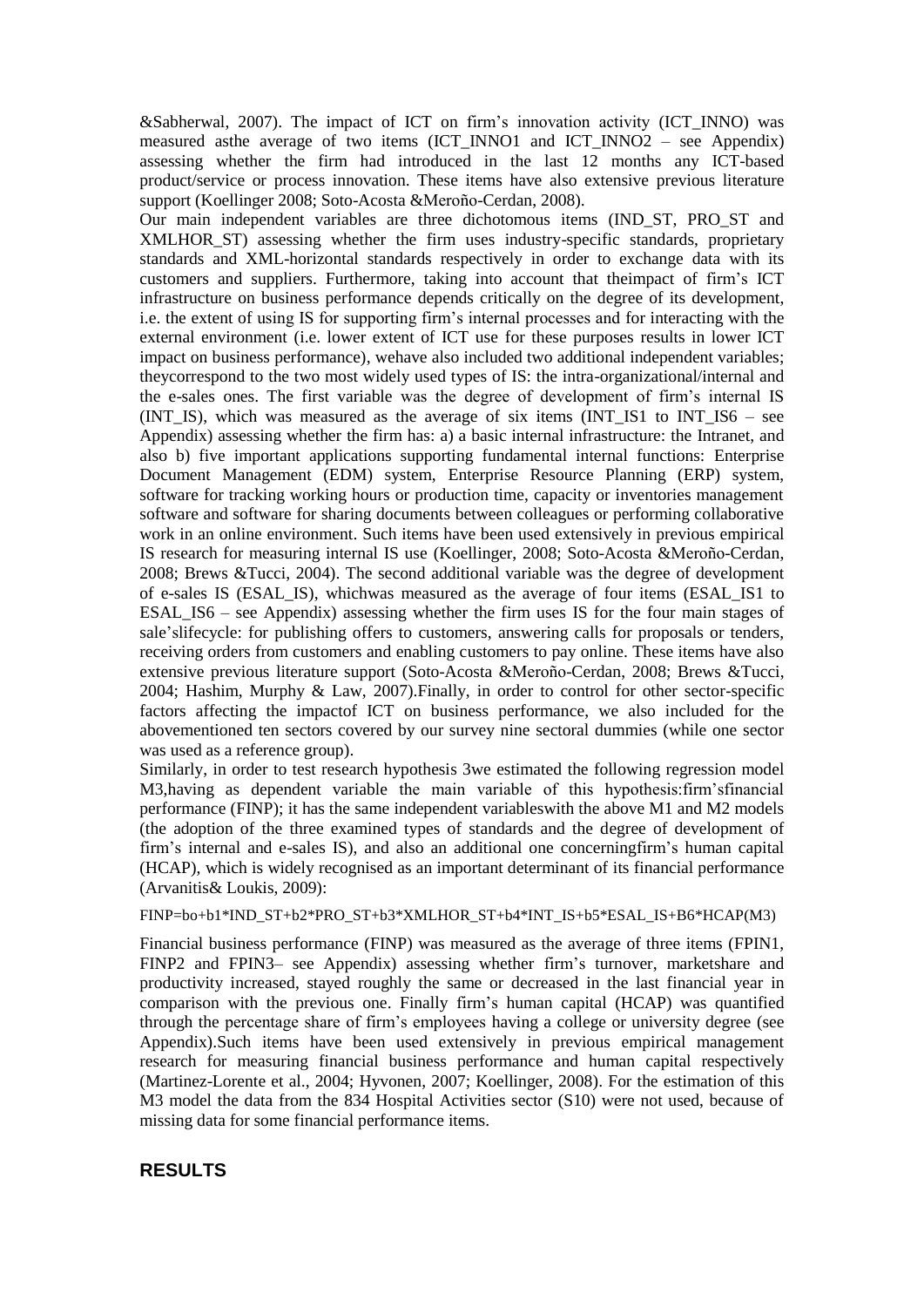&Sabherwal, 2007). The impact of ICT on firm's innovation activity (ICT_INNO) was measured asthe average of two items (ICT_INNO1 and ICT_INNO2 – see Appendix) assessing whether the firm had introduced in the last 12 months any ICT-based product/service or process innovation. These items have also extensive previous literature support (Koellinger 2008; Soto-Acosta &Meroño-Cerdan, 2008).

Our main independent variables are three dichotomous items (IND_ST, PRO_ST and XMLHOR_ST) assessing whether the firm uses industry-specific standards, proprietary standards and XML-horizontal standards respectively in order to exchange data with its customers and suppliers. Furthermore, taking into account that theimpact of firm's ICT infrastructure on business performance depends critically on the degree of its development, i.e. the extent of using IS for supporting firm's internal processes and for interacting with the external environment (i.e. lower extent of ICT use for these purposes results in lower ICT impact on business performance), wehave also included two additional independent variables; theycorrespond to the two most widely used types of IS: the intra-organizational/internal and the e-sales ones. The first variable was the degree of development of firm's internal IS (INT_IS), which was measured as the average of six items (INT_IS1 to INT_IS6 – see Appendix) assessing whether the firm has: a) a basic internal infrastructure: the Intranet, and also b) five important applications supporting fundamental internal functions: Enterprise Document Management (EDM) system, Enterprise Resource Planning (ERP) system, software for tracking working hours or production time, capacity or inventories management software and software for sharing documents between colleagues or performing collaborative work in an online environment. Such items have been used extensively in previous empirical IS research for measuring internal IS use (Koellinger, 2008; Soto-Acosta &Meroño-Cerdan, 2008; Brews &Tucci, 2004). The second additional variable was the degree of development of e-sales IS (ESAL_IS), whichwas measured as the average of four items (ESAL_IS1 to ESAL_IS6 – see Appendix) assessing whether the firm uses IS for the four main stages of sale'slifecycle: for publishing offers to customers, answering calls for proposals or tenders, receiving orders from customers and enabling customers to pay online. These items have also extensive previous literature support (Soto-Acosta &Meroño-Cerdan, 2008; Brews &Tucci, 2004; Hashim, Murphy & Law, 2007).Finally, in order to control for other sector-specific factors affecting the impactof ICT on business performance, we also included for the abovementioned ten sectors covered by our survey nine sectoral dummies (while one sector was used as a reference group).

Similarly, in order to test research hypothesis 3we estimated the following regression model M3,having as dependent variable the main variable of this hypothesis:firm'sfinancial performance (FINP); it has the same independent variableswith the above M1 and M2 models (the adoption of the three examined types of standards and the degree of development of firm's internal and e-sales IS), and also an additional one concerningfirm's human capital (HCAP), which is widely recognised as an important determinant of its financial performance (Arvanitis& Loukis, 2009):

$$FINP=bo+b1*IND\_ST+b2*PRO\_ST+b3*XMLHOR\_ST+b4*INT\_IS+b5*ESAL\_IS+B6*HCAP \quad (M3)$$

Financial business performance (FINP) was measured as the average of three items (FPIN1, FINP2 and FPIN3– see Appendix) assessing whether firm's turnover, marketshare and productivity increased, stayed roughly the same or decreased in the last financial year in comparison with the previous one. Finally firm's human capital (HCAP) was quantified through the percentage share of firm's employees having a college or university degree (see Appendix).Such items have been used extensively in previous empirical management research for measuring financial business performance and human capital respectively (Martinez-Lorente et al., 2004; Hyvonen, 2007; Koellinger, 2008). For the estimation of this M3 model the data from the 834 Hospital Activities sector (S10) were not used, because of missing data for some financial performance items.

## RESULTS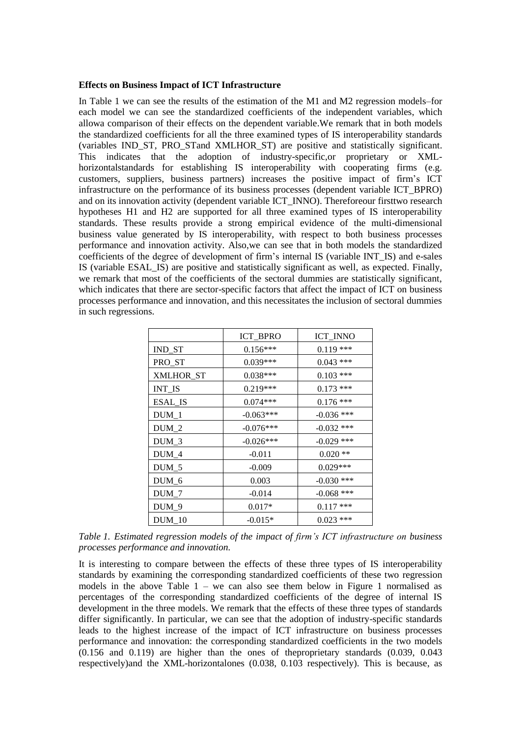**Effects on Business Impact of ICT Infrastructure**

In Table 1 we can see the results of the estimation of the M1 and M2 regression models–for each model we can see the standardized coefficients of the independent variables, which allowa comparison of their effects on the dependent variable.We remark that in both models the standardized coefficients for all the three examined types of IS interoperability standards (variables IND_ST, PRO_STand XMLHOR_ST) are positive and statistically significant. This indicates that the adoption of industry-specific,or proprietary or XML-horizontalstandards for establishing IS interoperability with cooperating firms (e.g. customers, suppliers, business partners) increases the positive impact of firm's ICT infrastructure on the performance of its business processes (dependent variable ICT_BPRO) and on its innovation activity (dependent variable ICT_INNO). Thereforeour firsttwo research hypotheses H1 and H2 are supported for all three examined types of IS interoperability standards. These results provide a strong empirical evidence of the multi-dimensional business value generated by IS interoperability, with respect to both business processes performance and innovation activity. Also,we can see that in both models the standardized coefficients of the degree of development of firm's internal IS (variable INT_IS) and e-sales IS (variable ESAL_IS) are positive and statistically significant as well, as expected. Finally, we remark that most of the coefficients of the sectoral dummies are statistically significant, which indicates that there are sector-specific factors that affect the impact of ICT on business processes performance and innovation, and this necessitates the inclusion of sectoral dummies in such regressions.

| | ICT_BPRO | ICT_INNO |
|---|---|---|
| IND_ST | 0.156*** | 0.119 *** |
| PRO_ST | 0.039*** | 0.043 *** |
| XMLHOR_ST | 0.038*** | 0.103 *** |
| INT_IS | 0.219*** | 0.173 *** |
| ESAL_IS | 0.074*** | 0.176 *** |
| DUM_1 | -0.063*** | -0.036 *** |
| DUM_2 | -0.076*** | -0.032 *** |
| DUM_3 | -0.026*** | -0.029 *** |
| DUM_4 | -0.011 | 0.020 ** |
| DUM_5 | -0.009 | 0.029*** |
| DUM_6 | 0.003 | -0.030 *** |
| DUM_7 | -0.014 | -0.068 *** |
| DUM_9 | 0.017* | 0.117 *** |
| DUM_10 | -0.015* | 0.023 *** |

*Table 1. Estimated regression models of the impact of firm's ICT infrastructure on business processes performance and innovation.*

It is interesting to compare between the effects of these three types of IS interoperability standards by examining the corresponding standardized coefficients of these two regression models in the above Table 1 – we can also see them below in Figure 1 normalised as percentages of the corresponding standardized coefficients of the degree of internal IS development in the three models. We remark that the effects of these three types of standards differ significantly. In particular, we can see that the adoption of industry-specific standards leads to the highest increase of the impact of ICT infrastructure on business processes performance and innovation: the corresponding standardized coefficients in the two models (0.156 and 0.119) are higher than the ones of theproprietary standards (0.039, 0.043 respectively)and the XML-horizontalones (0.038, 0.103 respectively). This is because, as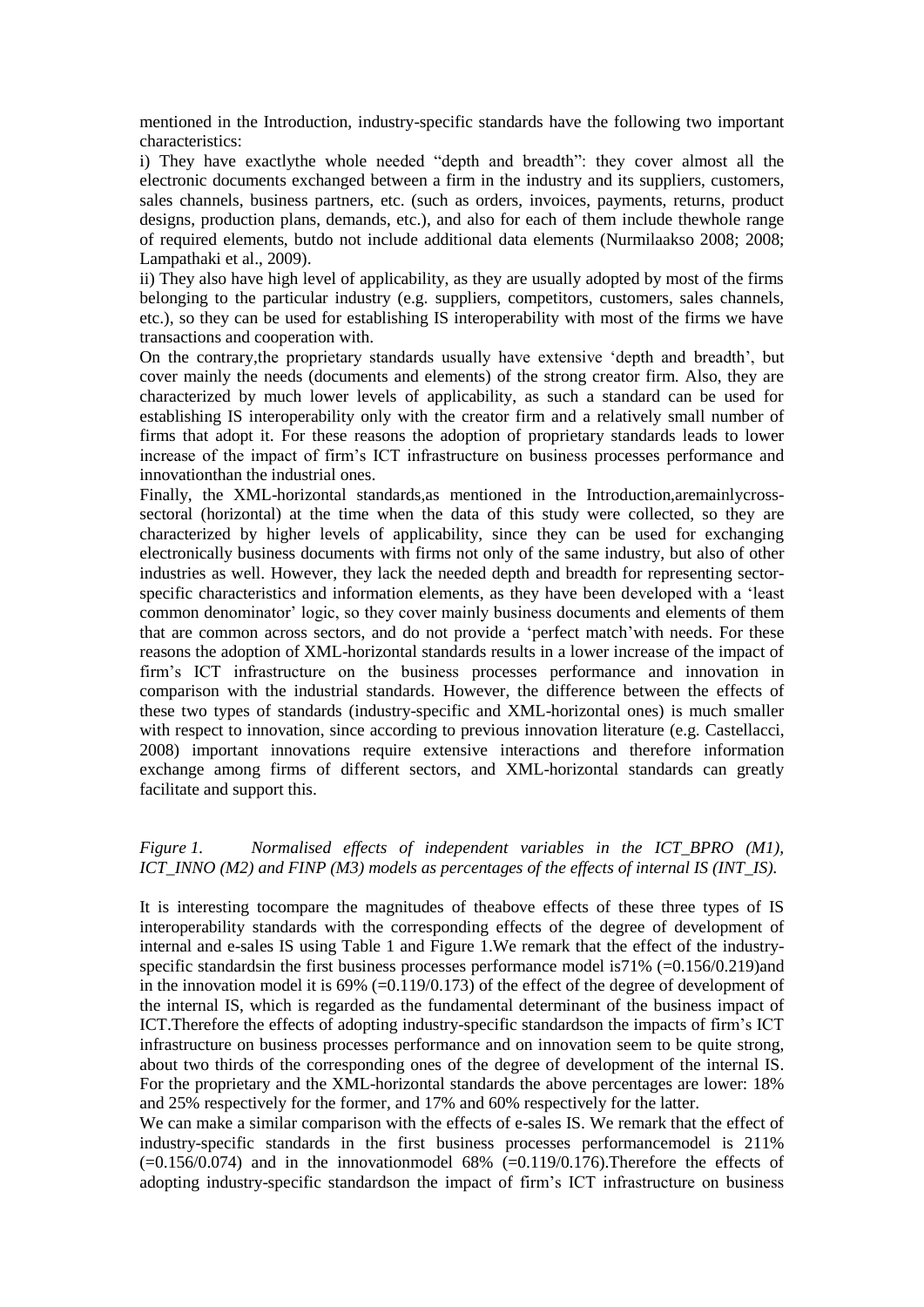mentioned in the Introduction, industry-specific standards have the following two important characteristics:

i) They have exactlythe whole needed "depth and breadth": they cover almost all the electronic documents exchanged between a firm in the industry and its suppliers, customers, sales channels, business partners, etc. (such as orders, invoices, payments, returns, product designs, production plans, demands, etc.), and also for each of them include thewhole range of required elements, butdo not include additional data elements (Nurmilaakso 2008; 2008; Lampathaki et al., 2009).

ii) They also have high level of applicability, as they are usually adopted by most of the firms belonging to the particular industry (e.g. suppliers, competitors, customers, sales channels, etc.), so they can be used for establishing IS interoperability with most of the firms we have transactions and cooperation with.

On the contrary,the proprietary standards usually have extensive 'depth and breadth', but cover mainly the needs (documents and elements) of the strong creator firm. Also, they are characterized by much lower levels of applicability, as such a standard can be used for establishing IS interoperability only with the creator firm and a relatively small number of firms that adopt it. For these reasons the adoption of proprietary standards leads to lower increase of the impact of firm's ICT infrastructure on business processes performance and innovationthan the industrial ones.

Finally, the XML-horizontal standards,as mentioned in the Introduction,aremainlycross-sectoral (horizontal) at the time when the data of this study were collected, so they are characterized by higher levels of applicability, since they can be used for exchanging electronically business documents with firms not only of the same industry, but also of other industries as well. However, they lack the needed depth and breadth for representing sector-specific characteristics and information elements, as they have been developed with a 'least common denominator' logic, so they cover mainly business documents and elements of them that are common across sectors, and do not provide a 'perfect match'with needs. For these reasons the adoption of XML-horizontal standards results in a lower increase of the impact of firm's ICT infrastructure on the business processes performance and innovation in comparison with the industrial standards. However, the difference between the effects of these two types of standards (industry-specific and XML-horizontal ones) is much smaller with respect to innovation, since according to previous innovation literature (e.g. Castellacci, 2008) important innovations require extensive interactions and therefore information exchange among firms of different sectors, and XML-horizontal standards can greatly facilitate and support this.

*Figure 1. Normalised effects of independent variables in the ICT_BPRO (M1), ICT_INNO (M2) and FINP (M3) models as percentages of the effects of internal IS (INT_IS).*

It is interesting tocompare the magnitudes of theabove effects of these three types of IS interoperability standards with the corresponding effects of the degree of development of internal and e-sales IS using Table 1 and Figure 1.We remark that the effect of the industry-specific standardsin the first business processes performance model is71% (=0.156/0.219)and in the innovation model it is 69% (=0.119/0.173) of the effect of the degree of development of the internal IS, which is regarded as the fundamental determinant of the business impact of ICT.Therefore the effects of adopting industry-specific standardson the impacts of firm's ICT infrastructure on business processes performance and on innovation seem to be quite strong, about two thirds of the corresponding ones of the degree of development of the internal IS. For the proprietary and the XML-horizontal standards the above percentages are lower: 18% and 25% respectively for the former, and 17% and 60% respectively for the latter.

We can make a similar comparison with the effects of e-sales IS. We remark that the effect of industry-specific standards in the first business processes performancemodel is 211% (=0.156/0.074) and in the innovationmodel 68% (=0.119/0.176).Therefore the effects of adopting industry-specific standardson the impact of firm's ICT infrastructure on business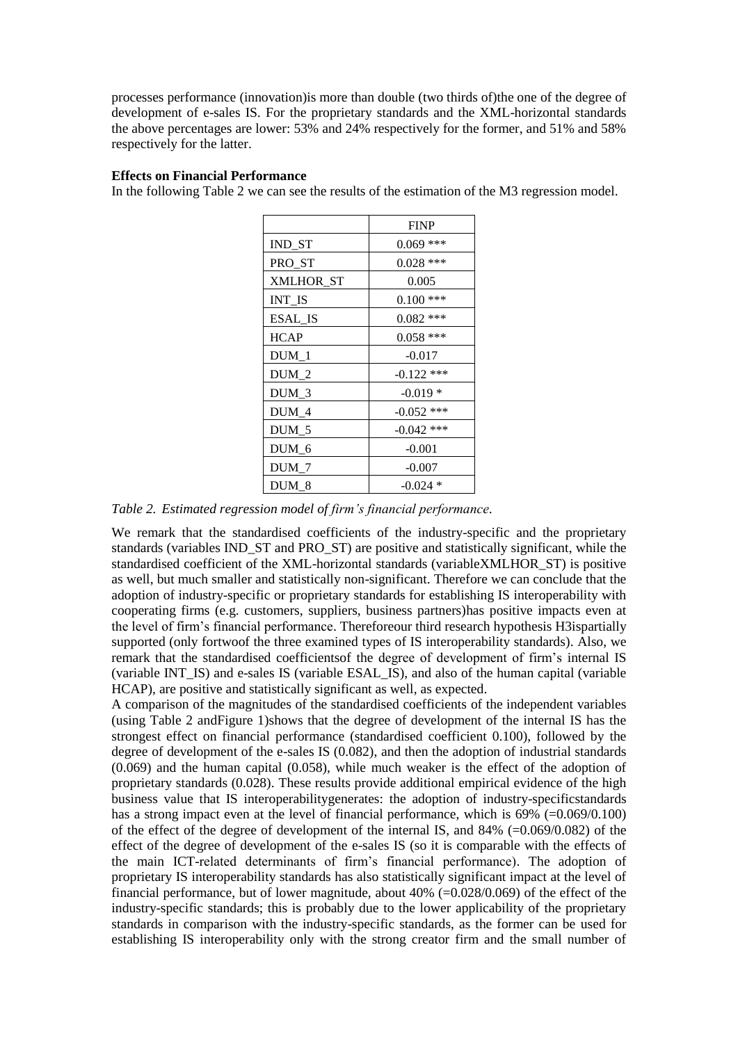processes performance (innovation)is more than double (two thirds of)the one of the degree of development of e-sales IS. For the proprietary standards and the XML-horizontal standards the above percentages are lower: 53% and 24% respectively for the former, and 51% and 58% respectively for the latter.

**Effects on Financial Performance**

In the following Table 2 we can see the results of the estimation of the M3 regression model.

| | FINP |
|---|---|
| IND_ST | 0.069 *** |
| PRO_ST | 0.028 *** |
| XMLHOR_ST | 0.005 |
| INT_IS | 0.100 *** |
| ESAL_IS | 0.082 *** |
| HCAP | 0.058 *** |
| DUM_1 | -0.017 |
| DUM_2 | -0.122 *** |
| DUM_3 | -0.019 * |
| DUM_4 | -0.052 *** |
| DUM_5 | -0.042 *** |
| DUM_6 | -0.001 |
| DUM_7 | -0.007 |
| DUM_8 | -0.024 * |

*Table 2. Estimated regression model of firm's financial performance.*

We remark that the standardised coefficients of the industry-specific and the proprietary standards (variables IND_ST and PRO_ST) are positive and statistically significant, while the standardised coefficient of the XML-horizontal standards (variableXMLHOR_ST) is positive as well, but much smaller and statistically non-significant. Therefore we can conclude that the adoption of industry-specific or proprietary standards for establishing IS interoperability with cooperating firms (e.g. customers, suppliers, business partners)has positive impacts even at the level of firm's financial performance. Thereforeour third research hypothesis H3ispartially supported (only fortwoof the three examined types of IS interoperability standards). Also, we remark that the standardised coefficientsof the degree of development of firm's internal IS (variable INT_IS) and e-sales IS (variable ESAL_IS), and also of the human capital (variable HCAP), are positive and statistically significant as well, as expected.

A comparison of the magnitudes of the standardised coefficients of the independent variables (using Table 2 andFigure 1)shows that the degree of development of the internal IS has the strongest effect on financial performance (standardised coefficient 0.100), followed by the degree of development of the e-sales IS (0.082), and then the adoption of industrial standards (0.069) and the human capital (0.058), while much weaker is the effect of the adoption of proprietary standards (0.028). These results provide additional empirical evidence of the high business value that IS interoperabilitygenerates: the adoption of industry-specificstandards has a strong impact even at the level of financial performance, which is 69% (=0.069/0.100) of the effect of the degree of development of the internal IS, and 84% (=0.069/0.082) of the effect of the degree of development of the e-sales IS (so it is comparable with the effects of the main ICT-related determinants of firm's financial performance). The adoption of proprietary IS interoperability standards has also statistically significant impact at the level of financial performance, but of lower magnitude, about 40% (=0.028/0.069) of the effect of the industry-specific standards; this is probably due to the lower applicability of the proprietary standards in comparison with the industry-specific standards, as the former can be used for establishing IS interoperability only with the strong creator firm and the small number of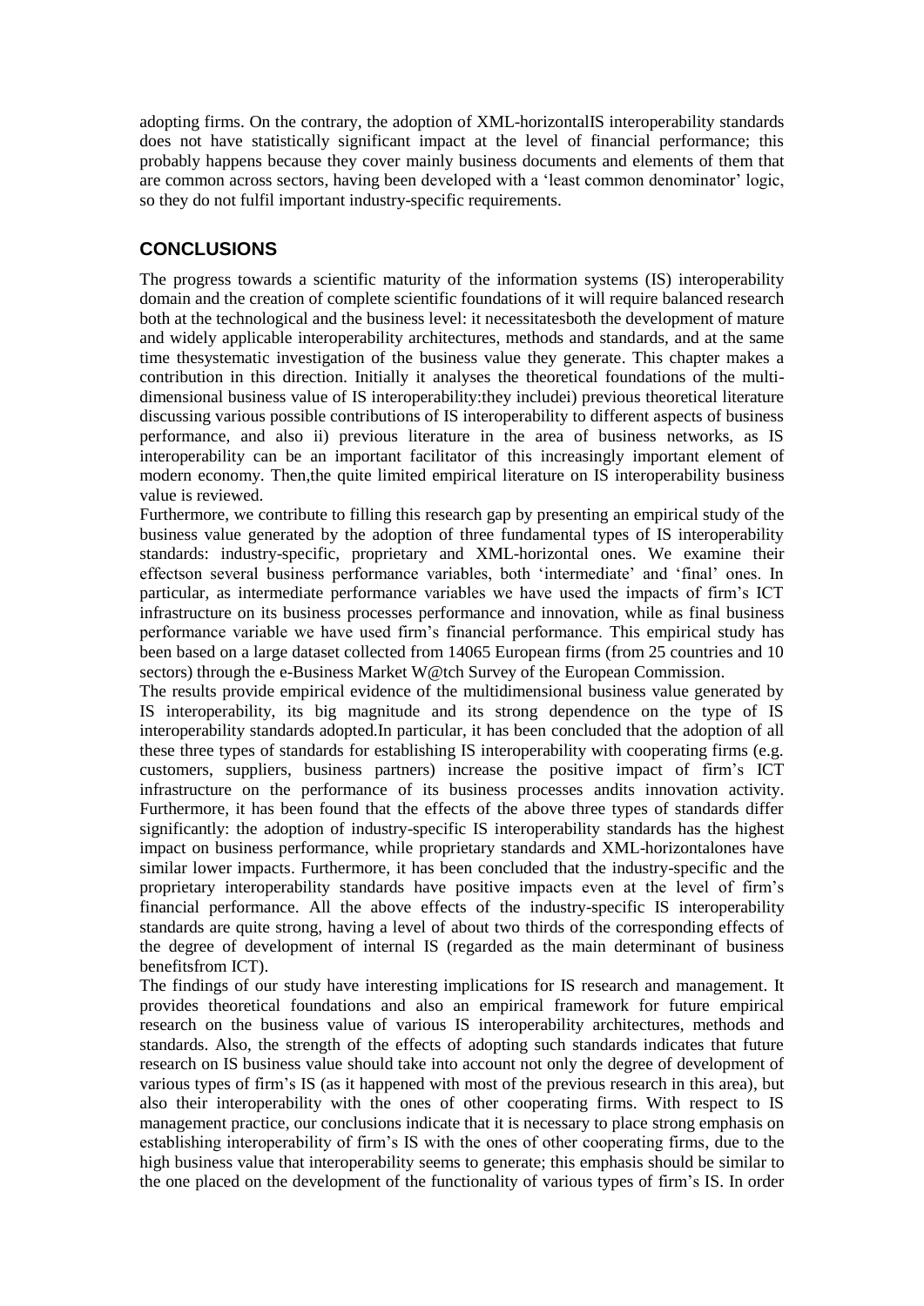adopting firms. On the contrary, the adoption of XML-horizontalIS interoperability standards does not have statistically significant impact at the level of financial performance; this probably happens because they cover mainly business documents and elements of them that are common across sectors, having been developed with a 'least common denominator' logic, so they do not fulfil important industry-specific requirements.

## CONCLUSIONS

The progress towards a scientific maturity of the information systems (IS) interoperability domain and the creation of complete scientific foundations of it will require balanced research both at the technological and the business level: it necessitatesboth the development of mature and widely applicable interoperability architectures, methods and standards, and at the same time thesystematic investigation of the business value they generate. This chapter makes a contribution in this direction. Initially it analyses the theoretical foundations of the multi-dimensional business value of IS interoperability:they includei) previous theoretical literature discussing various possible contributions of IS interoperability to different aspects of business performance, and also ii) previous literature in the area of business networks, as IS interoperability can be an important facilitator of this increasingly important element of modern economy. Then,the quite limited empirical literature on IS interoperability business value is reviewed.

Furthermore, we contribute to filling this research gap by presenting an empirical study of the business value generated by the adoption of three fundamental types of IS interoperability standards: industry-specific, proprietary and XML-horizontal ones. We examine their effectson several business performance variables, both 'intermediate' and 'final' ones. In particular, as intermediate performance variables we have used the impacts of firm's ICT infrastructure on its business processes performance and innovation, while as final business performance variable we have used firm's financial performance. This empirical study has been based on a large dataset collected from 14065 European firms (from 25 countries and 10 sectors) through the e-Business Market W@tch Survey of the European Commission.

The results provide empirical evidence of the multidimensional business value generated by IS interoperability, its big magnitude and its strong dependence on the type of IS interoperability standards adopted.In particular, it has been concluded that the adoption of all these three types of standards for establishing IS interoperability with cooperating firms (e.g. customers, suppliers, business partners) increase the positive impact of firm's ICT infrastructure on the performance of its business processes andits innovation activity. Furthermore, it has been found that the effects of the above three types of standards differ significantly: the adoption of industry-specific IS interoperability standards has the highest impact on business performance, while proprietary standards and XML-horizontalones have similar lower impacts. Furthermore, it has been concluded that the industry-specific and the proprietary interoperability standards have positive impacts even at the level of firm's financial performance. All the above effects of the industry-specific IS interoperability standards are quite strong, having a level of about two thirds of the corresponding effects of the degree of development of internal IS (regarded as the main determinant of business benefitsfrom ICT).

The findings of our study have interesting implications for IS research and management. It provides theoretical foundations and also an empirical framework for future empirical research on the business value of various IS interoperability architectures, methods and standards. Also, the strength of the effects of adopting such standards indicates that future research on IS business value should take into account not only the degree of development of various types of firm's IS (as it happened with most of the previous research in this area), but also their interoperability with the ones of other cooperating firms. With respect to IS management practice, our conclusions indicate that it is necessary to place strong emphasis on establishing interoperability of firm's IS with the ones of other cooperating firms, due to the high business value that interoperability seems to generate; this emphasis should be similar to the one placed on the development of the functionality of various types of firm's IS. In order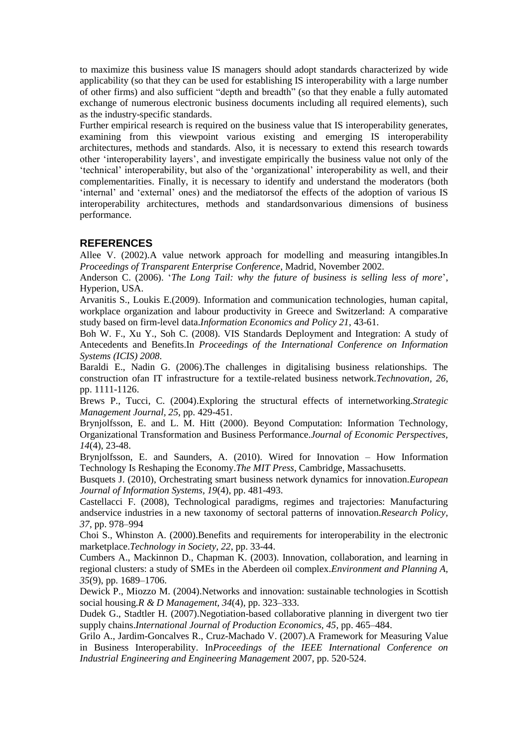to maximize this business value IS managers should adopt standards characterized by wide applicability (so that they can be used for establishing IS interoperability with a large number of other firms) and also sufficient "depth and breadth" (so that they enable a fully automated exchange of numerous electronic business documents including all required elements), such as the industry-specific standards.

Further empirical research is required on the business value that IS interoperability generates, examining from this viewpoint various existing and emerging IS interoperability architectures, methods and standards. Also, it is necessary to extend this research towards other 'interoperability layers', and investigate empirically the business value not only of the 'technical' interoperability, but also of the 'organizational' interoperability as well, and their complementarities. Finally, it is necessary to identify and understand the moderators (both 'internal' and 'external' ones) and the mediatorsof the effects of the adoption of various IS interoperability architectures, methods and standardsonvarious dimensions of business performance.

## REFERENCES

Allee V. (2002).A value network approach for modelling and measuring intangibles.In *Proceedings of Transparent Enterprise Conference*, Madrid, November 2002.

Anderson C. (2006). '*The Long Tail: why the future of business is selling less of more*', Hyperion, USA.

Arvanitis S., Loukis E.(2009). Information and communication technologies, human capital, workplace organization and labour productivity in Greece and Switzerland: A comparative study based on firm-level data.*Information Economics and Policy 21*, 43-61.

Boh W. F., Xu Y., Soh C. (2008). VIS Standards Deployment and Integration: A study of Antecedents and Benefits.In *Proceedings of the International Conference on Information Systems (ICIS) 2008*.

Baraldi E., Nadin G. (2006).The challenges in digitalising business relationships. The construction ofan IT infrastructure for a textile-related business network.*Technovation, 26*, pp. 1111-1126.

Brews P., Tucci, C. (2004).Exploring the structural effects of internetworking.*Strategic Management Journal, 25*, pp. 429-451.

Brynjolfsson, E. and L. M. Hitt (2000). Beyond Computation: Information Technology, Organizational Transformation and Business Performance.*Journal of Economic Perspectives, 14*(4), 23-48.

Brynjolfsson, E. and Saunders, A. (2010). Wired for Innovation – How Information Technology Is Reshaping the Economy.*The MIT Press*, Cambridge, Massachusetts.

Busquets J. (2010), Orchestrating smart business network dynamics for innovation.*European Journal of Information Systems*, *19*(4), pp. 481-493.

Castellacci F. (2008), Technological paradigms, regimes and trajectories: Manufacturing andservice industries in a new taxonomy of sectoral patterns of innovation.*Research Policy, 37*, pp. 978–994

Choi S., Whinston A. (2000).Benefits and requirements for interoperability in the electronic marketplace.*Technology in Society, 22*, pp. 33-44.

Cumbers A., Mackinnon D., Chapman K. (2003). Innovation, collaboration, and learning in regional clusters: a study of SMEs in the Aberdeen oil complex.*Environment and Planning A, 35*(9), pp. 1689–1706.

Dewick P., Miozzo M. (2004).Networks and innovation: sustainable technologies in Scottish social housing.*R & D Management, 34*(4), pp. 323–333.

Dudek G., Stadtler H. (2007).Negotiation-based collaborative planning in divergent two tier supply chains.*International Journal of Production Economics, 45*, pp. 465–484.

Grilo A., Jardim-Goncalves R., Cruz-Machado V. (2007).A Framework for Measuring Value in Business Interoperability. In*Proceedings of the IEEE International Conference on Industrial Engineering and Engineering Management* 2007, pp. 520-524.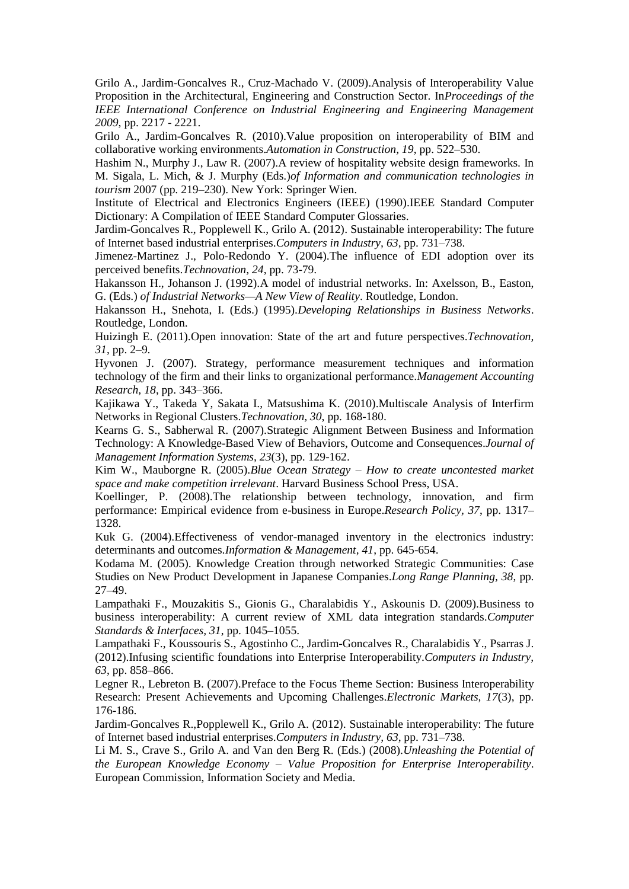Grilo A., Jardim-Goncalves R., Cruz-Machado V. (2009).Analysis of Interoperability Value Proposition in the Architectural, Engineering and Construction Sector. In*Proceedings of the IEEE International Conference on Industrial Engineering and Engineering Management 2009*, pp. 2217 - 2221.

Grilo A., Jardim-Goncalves R. (2010).Value proposition on interoperability of BIM and collaborative working environments.*Automation in Construction, 19*, pp. 522–530.

Hashim N., Murphy J., Law R. (2007).A review of hospitality website design frameworks. In M. Sigala, L. Mich, & J. Murphy (Eds.)*of Information and communication technologies in tourism* 2007 (pp. 219–230). New York: Springer Wien.

Institute of Electrical and Electronics Engineers (IEEE) (1990).IEEE Standard Computer Dictionary: A Compilation of IEEE Standard Computer Glossaries.

Jardim-Goncalves R., Popplewell K., Grilo A. (2012). Sustainable interoperability: The future of Internet based industrial enterprises.*Computers in Industry, 63*, pp. 731–738.

Jimenez-Martinez J., Polo-Redondo Y. (2004).The influence of EDI adoption over its perceived benefits.*Technovation, 24*, pp. 73-79.

Hakansson H., Johanson J. (1992).A model of industrial networks. In: Axelsson, B., Easton, G. (Eds.) *of Industrial Networks—A New View of Reality*. Routledge, London.

Hakansson H., Snehota, I. (Eds.) (1995).*Developing Relationships in Business Networks*. Routledge, London.

Huizingh E. (2011).Open innovation: State of the art and future perspectives.*Technovation, 31*, pp. 2–9.

Hyvonen J. (2007). Strategy, performance measurement techniques and information technology of the firm and their links to organizational performance.*Management Accounting Research, 18*, pp. 343–366.

Kajikawa Y., Takeda Y, Sakata I., Matsushima K. (2010).Multiscale Analysis of Interfirm Networks in Regional Clusters.*Technovation, 30*, pp. 168-180.

Kearns G. S., Sabherwal R. (2007).Strategic Alignment Between Business and Information Technology: A Knowledge-Based View of Behaviors, Outcome and Consequences.*Journal of Management Information Systems, 23*(3), pp. 129-162.

Kim W., Mauborgne R. (2005).*Blue Ocean Strategy – How to create uncontested market space and make competition irrelevant*. Harvard Business School Press, USA.

Koellinger, P. (2008).The relationship between technology, innovation, and firm performance: Empirical evidence from e-business in Europe.*Research Policy, 37*, pp. 1317–1328.

Kuk G. (2004).Effectiveness of vendor-managed inventory in the electronics industry: determinants and outcomes.*Information & Management, 41*, pp. 645-654.

Kodama M. (2005). Knowledge Creation through networked Strategic Communities: Case Studies on New Product Development in Japanese Companies.*Long Range Planning, 38*, pp. 27–49.

Lampathaki F., Mouzakitis S., Gionis G., Charalabidis Y., Askounis D. (2009).Business to business interoperability: A current review of XML data integration standards.*Computer Standards & Interfaces, 31*, pp. 1045–1055.

Lampathaki F., Koussouris S., Agostinho C., Jardim-Goncalves R., Charalabidis Y., Psarras J. (2012).Infusing scientific foundations into Enterprise Interoperability.*Computers in Industry, 63*, pp. 858–866.

Legner R., Lebreton B. (2007).Preface to the Focus Theme Section: Business Interoperability Research: Present Achievements and Upcoming Challenges.*Electronic Markets, 17*(3), pp. 176-186.

Jardim-Goncalves R.,Popplewell K., Grilo A. (2012). Sustainable interoperability: The future of Internet based industrial enterprises.*Computers in Industry, 63*, pp. 731–738.

Li M. S., Crave S., Grilo A. and Van den Berg R. (Eds.) (2008).*Unleashing the Potential of the European Knowledge Economy – Value Proposition for Enterprise Interoperability*. European Commission, Information Society and Media.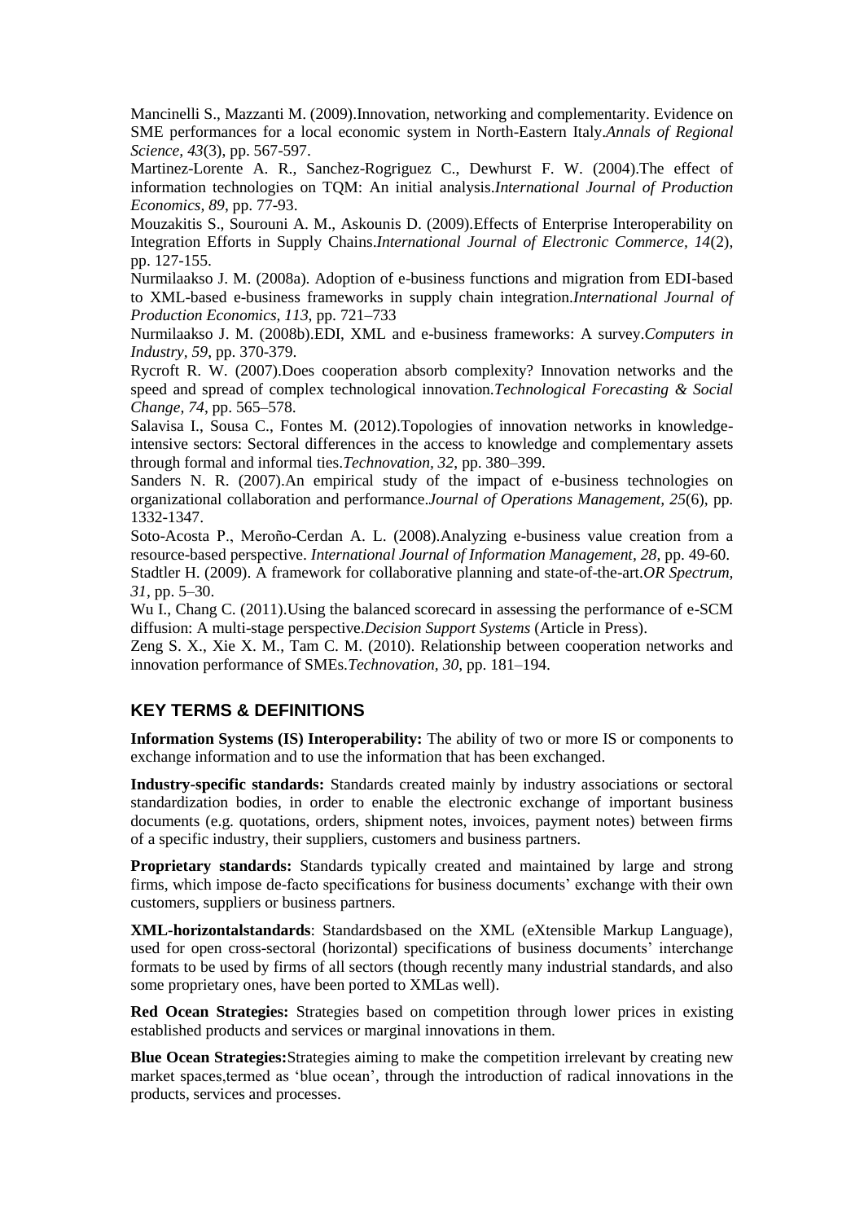Mancinelli S., Mazzanti M. (2009).Innovation, networking and complementarity. Evidence on SME performances for a local economic system in North-Eastern Italy.*Annals of Regional Science, 43*(3), pp. 567-597.

Martinez-Lorente A. R., Sanchez-Rogriguez C., Dewhurst F. W. (2004).The effect of information technologies on TQM: An initial analysis.*International Journal of Production Economics, 89*, pp. 77-93.

Mouzakitis S., Sourouni A. M., Askounis D. (2009).Effects of Enterprise Interoperability on Integration Efforts in Supply Chains.*International Journal of Electronic Commerce, 14*(2), pp. 127-155.

Nurmilaakso J. M. (2008a). Adoption of e-business functions and migration from EDI-based to XML-based e-business frameworks in supply chain integration.*International Journal of Production Economics, 113*, pp. 721–733

Nurmilaakso J. M. (2008b).EDI, XML and e-business frameworks: A survey.*Computers in Industry, 59*, pp. 370-379.

Rycroft R. W. (2007).Does cooperation absorb complexity? Innovation networks and the speed and spread of complex technological innovation.*Technological Forecasting & Social Change, 74*, pp. 565–578.

Salavisa I., Sousa C., Fontes M. (2012).Topologies of innovation networks in knowledge-intensive sectors: Sectoral differences in the access to knowledge and complementary assets through formal and informal ties.*Technovation, 32*, pp. 380–399.

Sanders N. R. (2007).An empirical study of the impact of e-business technologies on organizational collaboration and performance.*Journal of Operations Management, 25*(6), pp. 1332-1347.

Soto-Acosta P., Meroño-Cerdan A. L. (2008).Analyzing e-business value creation from a resource-based perspective. *International Journal of Information Management, 28*, pp. 49-60.

Stadtler H. (2009). A framework for collaborative planning and state-of-the-art.*OR Spectrum, 31*, pp. 5–30.

Wu I., Chang C. (2011).Using the balanced scorecard in assessing the performance of e-SCM diffusion: A multi-stage perspective.*Decision Support Systems* (Article in Press).

Zeng S. X., Xie X. M., Tam C. M. (2010). Relationship between cooperation networks and innovation performance of SMEs.*Technovation, 30*, pp. 181–194.

## KEY TERMS & DEFINITIONS

**Information Systems (IS) Interoperability:** The ability of two or more IS or components to exchange information and to use the information that has been exchanged.

**Industry-specific standards:** Standards created mainly by industry associations or sectoral standardization bodies, in order to enable the electronic exchange of important business documents (e.g. quotations, orders, shipment notes, invoices, payment notes) between firms of a specific industry, their suppliers, customers and business partners.

**Proprietary standards:** Standards typically created and maintained by large and strong firms, which impose de-facto specifications for business documents' exchange with their own customers, suppliers or business partners.

**XML-horizontalstandards**: Standardsbased on the XML (eXtensible Markup Language), used for open cross-sectoral (horizontal) specifications of business documents' interchange formats to be used by firms of all sectors (though recently many industrial standards, and also some proprietary ones, have been ported to XMLas well).

**Red Ocean Strategies:** Strategies based on competition through lower prices in existing established products and services or marginal innovations in them.

**Blue Ocean Strategies:**Strategies aiming to make the competition irrelevant by creating new market spaces,termed as 'blue ocean', through the introduction of radical innovations in the products, services and processes.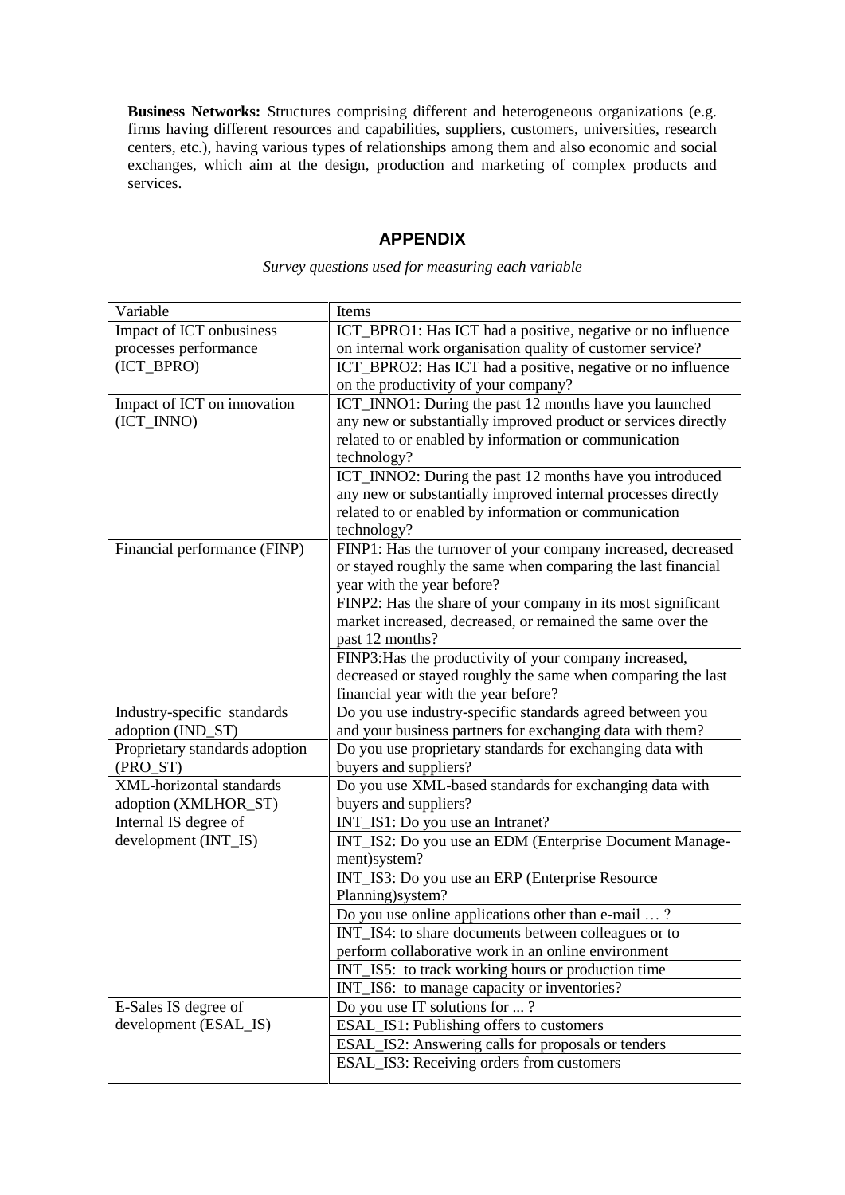**Business Networks:** Structures comprising different and heterogeneous organizations (e.g. firms having different resources and capabilities, suppliers, customers, universities, research centers, etc.), having various types of relationships among them and also economic and social exchanges, which aim at the design, production and marketing of complex products and services.

## APPENDIX

*Survey questions used for measuring each variable*

| Variable | Items |
|---|---|
| Impact of ICT onbusiness processes performance (ICT_BPRO) | ICT_BPRO1: Has ICT had a positive, negative or no influence on internal work organisation quality of customer service? |
| | ICT_BPRO2: Has ICT had a positive, negative or no influence on the productivity of your company? |
| Impact of ICT on innovation (ICT_INNO) | ICT_INNO1: During the past 12 months have you launched any new or substantially improved product or services directly related to or enabled by information or communication technology? |
| | ICT_INNO2: During the past 12 months have you introduced any new or substantially improved internal processes directly related to or enabled by information or communication technology? |
| Financial performance (FINP) | FINP1: Has the turnover of your company increased, decreased or stayed roughly the same when comparing the last financial year with the year before? |
| | FINP2: Has the share of your company in its most significant market increased, decreased, or remained the same over the past 12 months? |
| | FINP3:Has the productivity of your company increased, decreased or stayed roughly the same when comparing the last financial year with the year before? |
| Industry-specific standards adoption (IND_ST) | Do you use industry-specific standards agreed between you and your business partners for exchanging data with them? |
| Proprietary standards adoption (PRO_ST) | Do you use proprietary standards for exchanging data with buyers and suppliers? |
| XML-horizontal standards adoption (XMLHOR_ST) | Do you use XML-based standards for exchanging data with buyers and suppliers? |
| Internal IS degree of development (INT_IS) | INT_IS1: Do you use an Intranet? |
| | INT_IS2: Do you use an EDM (Enterprise Document Management)system? |
| | INT_IS3: Do you use an ERP (Enterprise Resource Planning)system? |
| | Do you use online applications other than e-mail … ? |
| | INT_IS4: to share documents between colleagues or to perform collaborative work in an online environment |
| | INT_IS5: to track working hours or production time |
| | INT_IS6: to manage capacity or inventories? |
| E-Sales IS degree of development (ESAL_IS) | Do you use IT solutions for ... ? |
| | ESAL_IS1: Publishing offers to customers |
| | ESAL_IS2: Answering calls for proposals or tenders |
| | ESAL_IS3: Receiving orders from customers |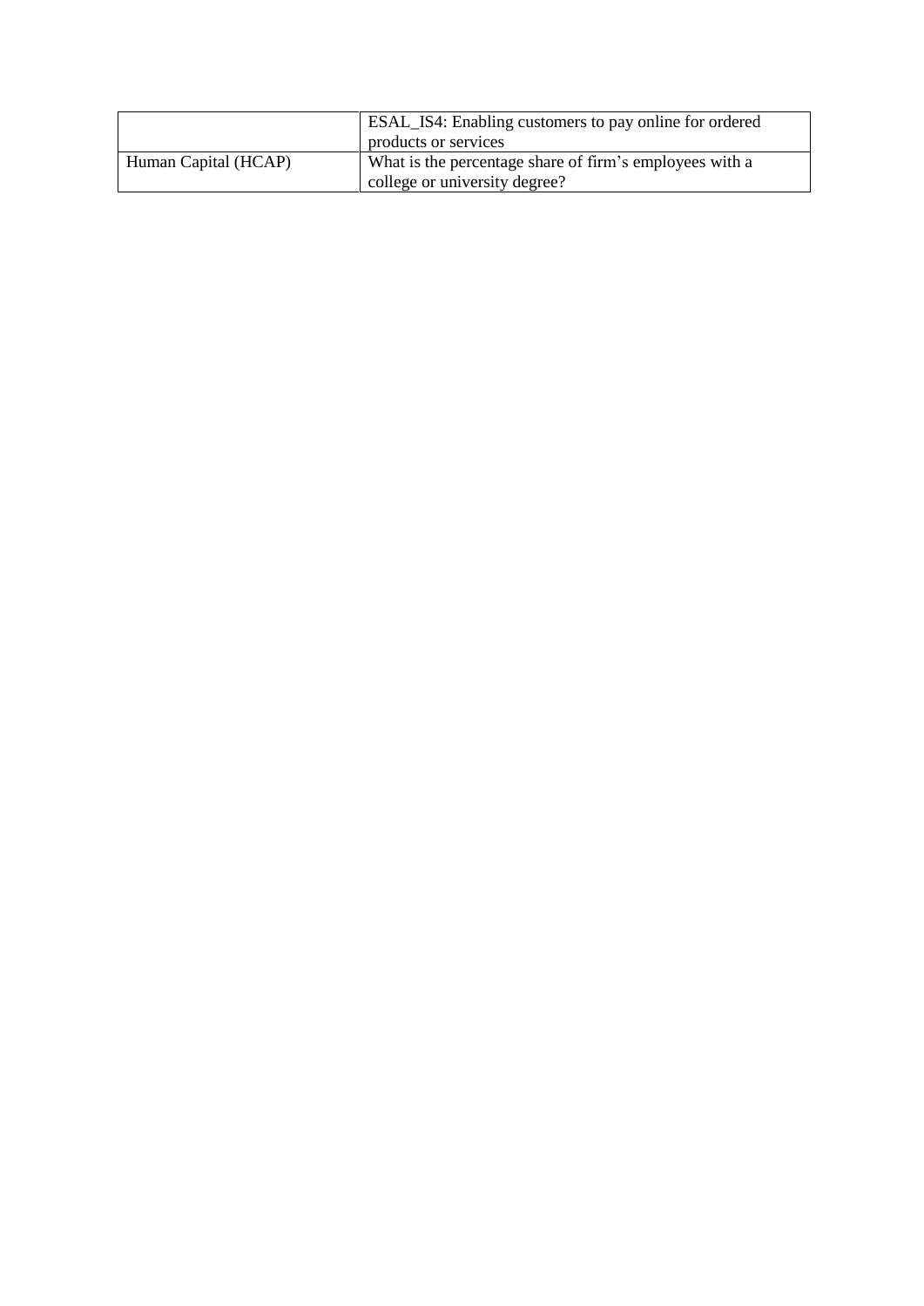| | |
|---|---|
| | ESAL_IS4: Enabling customers to pay online for ordered products or services |
| Human Capital (HCAP) | What is the percentage share of firm's employees with a college or university degree? |